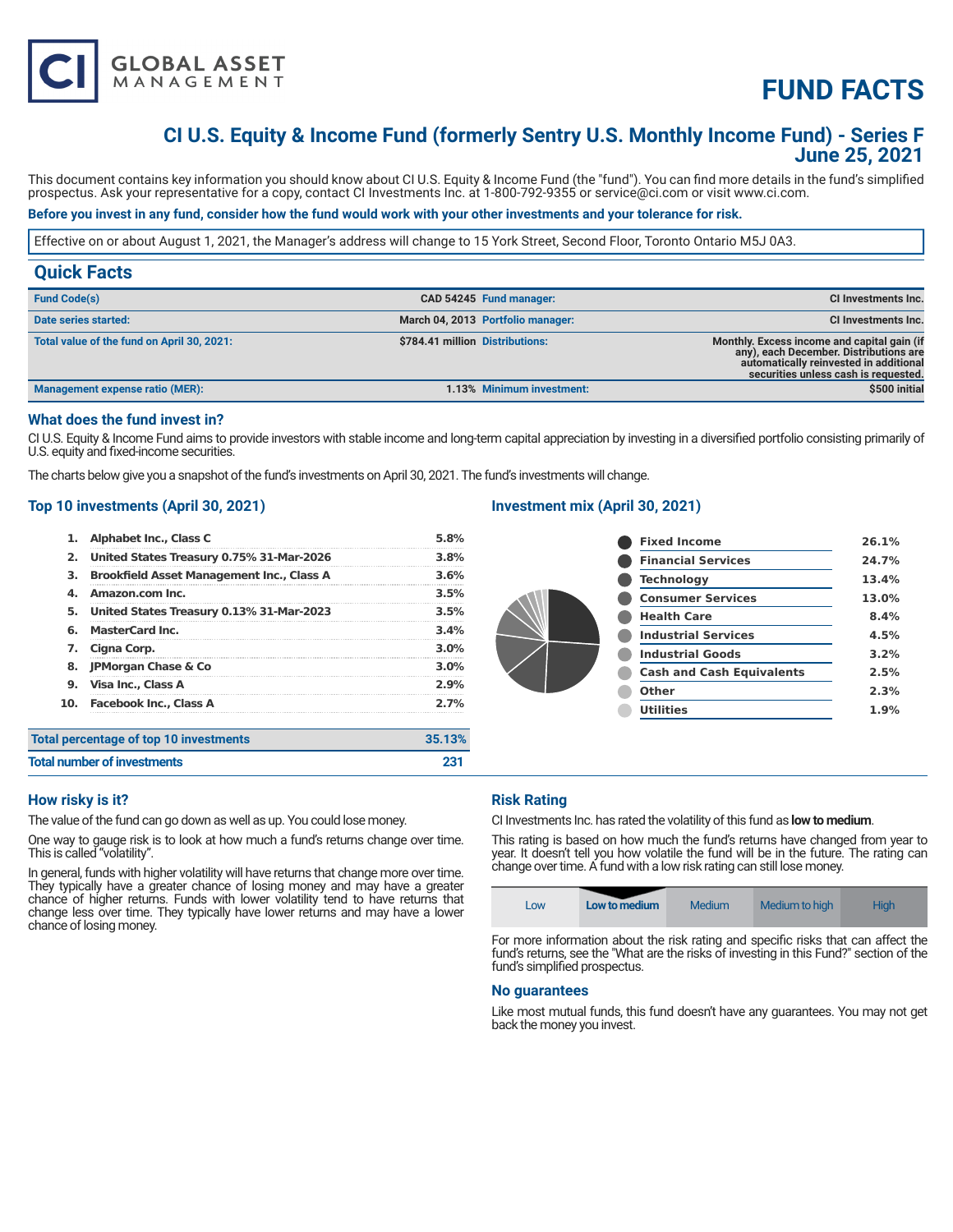# FUND FACTS

## CI U.S. Equity & Income Fund (formerly Sentry U.S. Monthly Income Fund) - Series F
## June 25, 2021

This document contains key information you should know about CI U.S. Equity & Income Fund (the "fund"). You can find more details in the fund's simplified prospectus. Ask your representative for a copy, contact CI Investments Inc. at 1-800-792-9355 or service@ci.com or visit www.ci.com.

**Before you invest in any fund, consider how the fund would work with your other investments and your tolerance for risk.**

Effective on or about August 1, 2021, the Manager's address will change to 15 York Street, Second Floor, Toronto Ontario M5J 0A3.

## Quick Facts

| | | | |
|---|---|---|---|
| **Fund Code(s)** | **CAD 54245** | **Fund manager:** | **CI Investments Inc.** |
| **Date series started:** | **March 04, 2013** | **Portfolio manager:** | **CI Investments Inc.** |
| **Total value of the fund on April 30, 2021:** | **$784.41 million** | **Distributions:** | **Monthly. Excess income and capital gain (if any), each December. Distributions are automatically reinvested in additional securities unless cash is requested.** |
| **Management expense ratio (MER):** | **1.13%** | **Minimum investment:** | **$500 initial** |

### What does the fund invest in?

CI U.S. Equity & Income Fund aims to provide investors with stable income and long-term capital appreciation by investing in a diversified portfolio consisting primarily of U.S. equity and fixed-income securities.

The charts below give you a snapshot of the fund's investments on April 30, 2021. The fund's investments will change.

### Top 10 investments (April 30, 2021)

| | | |
|---|---|---|
| 1. | Alphabet Inc., Class C | 5.8% |
| 2. | United States Treasury 0.75% 31-Mar-2026 | 3.8% |
| 3. | Brookfield Asset Management Inc., Class A | 3.6% |
| 4. | Amazon.com Inc. | 3.5% |
| 5. | United States Treasury 0.13% 31-Mar-2023 | 3.5% |
| 6. | MasterCard Inc. | 3.4% |
| 7. | Cigna Corp. | 3.0% |
| 8. | JPMorgan Chase & Co | 3.0% |
| 9. | Visa Inc., Class A | 2.9% |
| 10. | Facebook Inc., Class A | 2.7% |

| | |
|---|---|
| **Total percentage of top 10 investments** | **35.13%** |
| **Total number of investments** | **231** |

### Investment mix (April 30, 2021)

| | |
|---|---|
| Fixed Income | 26.1% |
| Financial Services | 24.7% |
| Technology | 13.4% |
| Consumer Services | 13.0% |
| Health Care | 8.4% |
| Industrial Services | 4.5% |
| Industrial Goods | 3.2% |
| Cash and Cash Equivalents | 2.5% |
| Other | 2.3% |
| Utilities | 1.9% |

### How risky is it?

The value of the fund can go down as well as up. You could lose money.

One way to gauge risk is to look at how much a fund's returns change over time. This is called "volatility".

In general, funds with higher volatility will have returns that change more over time. They typically have a greater chance of losing money and may have a greater chance of higher returns. Funds with lower volatility tend to have returns that change less over time. They typically have lower returns and may have a lower chance of losing money.

### Risk Rating

CI Investments Inc. has rated the volatility of this fund as **low to medium**.

This rating is based on how much the fund's returns have changed from year to year. It doesn't tell you how volatile the fund will be in the future. The rating can change over time. A fund with a low risk rating can still lose money.

| Low | **Low to medium** | Medium | Medium to high | High |
|---|---|---|---|---|

For more information about the risk rating and specific risks that can affect the fund's returns, see the "What are the risks of investing in this Fund?" section of the fund's simplified prospectus.

### No guarantees

Like most mutual funds, this fund doesn't have any guarantees. You may not get back the money you invest.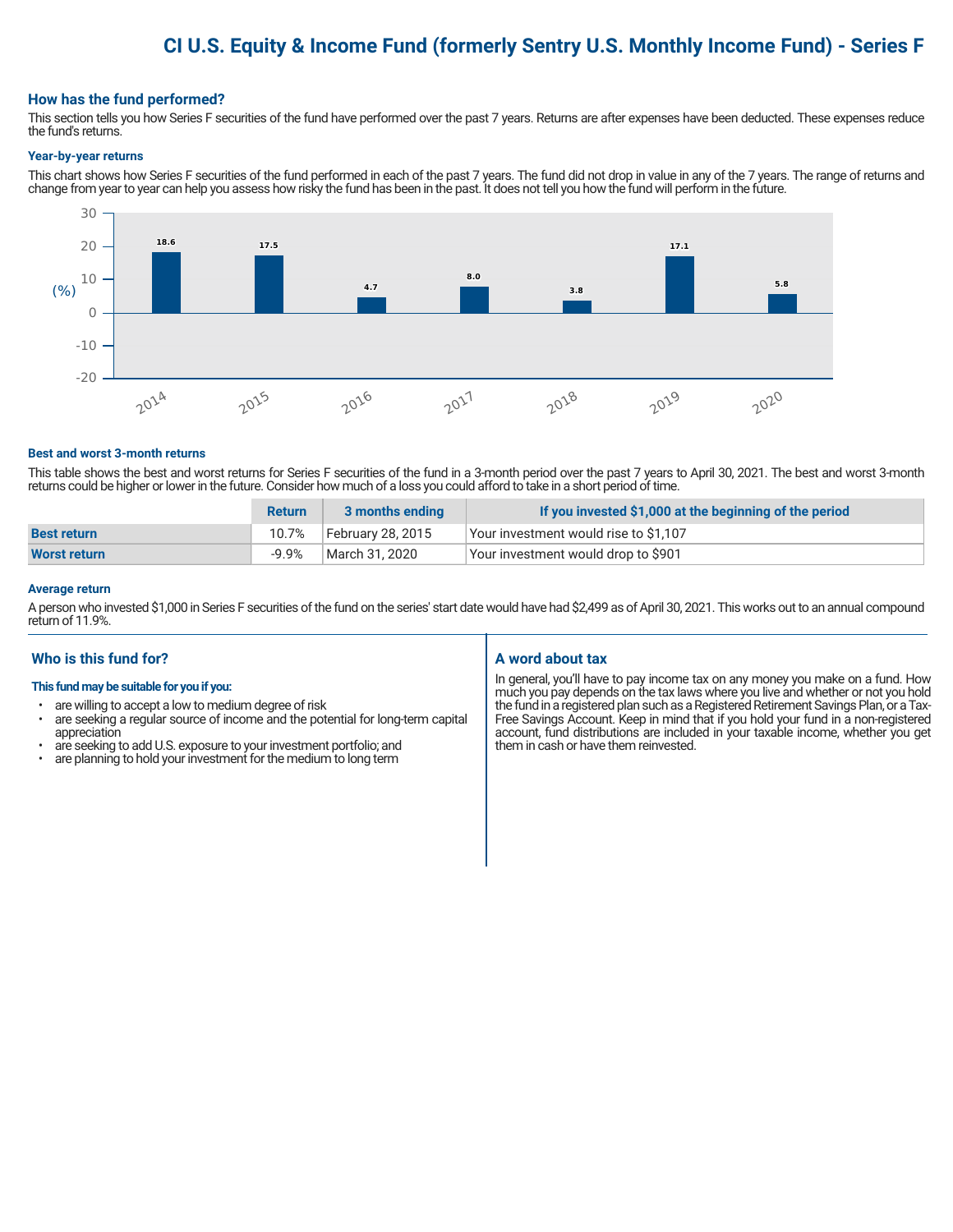# CI U.S. Equity & Income Fund (formerly Sentry U.S. Monthly Income Fund) - Series F

## How has the fund performed?

This section tells you how Series F securities of the fund have performed over the past 7 years. Returns are after expenses have been deducted. These expenses reduce the fund's returns.

### Year-by-year returns

This chart shows how Series F securities of the fund performed in each of the past 7 years. The fund did not drop in value in any of the 7 years. The range of returns and change from year to year can help you assess how risky the fund has been in the past. It does not tell you how the fund will perform in the future.

| Year | Return (%) |
|---|---|
| 2014 | 18.6 |
| 2015 | 17.5 |
| 2016 | 4.7 |
| 2017 | 8.0 |
| 2018 | 3.8 |
| 2019 | 17.1 |
| 2020 | 5.8 |

### Best and worst 3-month returns

This table shows the best and worst returns for Series F securities of the fund in a 3-month period over the past 7 years to April 30, 2021. The best and worst 3-month returns could be higher or lower in the future. Consider how much of a loss you could afford to take in a short period of time.

| | Return | 3 months ending | If you invested $1,000 at the beginning of the period |
|---|---|---|---|
| **Best return** | 10.7% | February 28, 2015 | Your investment would rise to $1,107 |
| **Worst return** | -9.9% | March 31, 2020 | Your investment would drop to $901 |

### Average return

A person who invested $1,000 in Series F securities of the fund on the series' start date would have had $2,499 as of April 30, 2021. This works out to an annual compound return of 11.9%.

## Who is this fund for?

**This fund may be suitable for you if you:**

- are willing to accept a low to medium degree of risk
- are seeking a regular source of income and the potential for long-term capital appreciation
- are seeking to add U.S. exposure to your investment portfolio; and
- are planning to hold your investment for the medium to long term

## A word about tax

In general, you'll have to pay income tax on any money you make on a fund. How much you pay depends on the tax laws where you live and whether or not you hold the fund in a registered plan such as a Registered Retirement Savings Plan, or a Tax-Free Savings Account. Keep in mind that if you hold your fund in a non-registered account, fund distributions are included in your taxable income, whether you get them in cash or have them reinvested.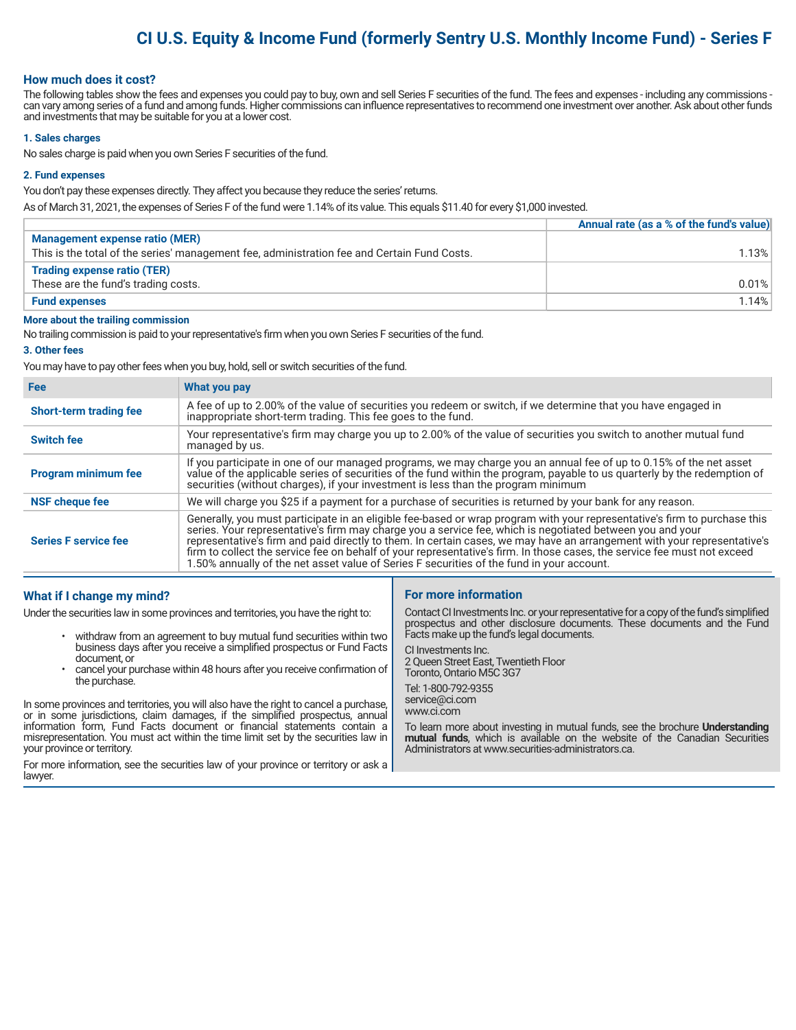# CI U.S. Equity & Income Fund (formerly Sentry U.S. Monthly Income Fund) - Series F

## How much does it cost?

The following tables show the fees and expenses you could pay to buy, own and sell Series F securities of the fund. The fees and expenses - including any commissions - can vary among series of a fund and among funds. Higher commissions can influence representatives to recommend one investment over another. Ask about other funds and investments that may be suitable for you at a lower cost.

### 1. Sales charges

No sales charge is paid when you own Series F securities of the fund.

### 2. Fund expenses

You don't pay these expenses directly. They affect you because they reduce the series' returns.

As of March 31, 2021, the expenses of Series F of the fund were 1.14% of its value. This equals $11.40 for every $1,000 invested.

| | Annual rate (as a % of the fund's value) |
|---|---|
| **Management expense ratio (MER)** This is the total of the series' management fee, administration fee and Certain Fund Costs. | 1.13% |
| **Trading expense ratio (TER)** These are the fund's trading costs. | 0.01% |
| **Fund expenses** | 1.14% |

#### More about the trailing commission

No trailing commission is paid to your representative's firm when you own Series F securities of the fund.

### 3. Other fees

You may have to pay other fees when you buy, hold, sell or switch securities of the fund.

| Fee | What you pay |
|---|---|
| **Short-term trading fee** | A fee of up to 2.00% of the value of securities you redeem or switch, if we determine that you have engaged in inappropriate short-term trading. This fee goes to the fund. |
| **Switch fee** | Your representative's firm may charge you up to 2.00% of the value of securities you switch to another mutual fund managed by us. |
| **Program minimum fee** | If you participate in one of our managed programs, we may charge you an annual fee of up to 0.15% of the net asset value of the applicable series of securities of the fund within the program, payable to us quarterly by the redemption of securities (without charges), if your investment is less than the program minimum |
| **NSF cheque fee** | We will charge you $25 if a payment for a purchase of securities is returned by your bank for any reason. |
| **Series F service fee** | Generally, you must participate in an eligible fee-based or wrap program with your representative's firm to purchase this series. Your representative's firm may charge you a service fee, which is negotiated between you and your representative's firm and paid directly to them. In certain cases, we may have an arrangement with your representative's firm to collect the service fee on behalf of your representative's firm. In those cases, the service fee must not exceed 1.50% annually of the net asset value of Series F securities of the fund in your account. |

## What if I change my mind?

Under the securities law in some provinces and territories, you have the right to:

- withdraw from an agreement to buy mutual fund securities within two business days after you receive a simplified prospectus or Fund Facts document, or
- cancel your purchase within 48 hours after you receive confirmation of the purchase.

In some provinces and territories, you will also have the right to cancel a purchase, or in some jurisdictions, claim damages, if the simplified prospectus, annual information form, Fund Facts document or financial statements contain a misrepresentation. You must act within the time limit set by the securities law in your province or territory.

For more information, see the securities law of your province or territory or ask a lawyer.

## For more information

Contact CI Investments Inc. or your representative for a copy of the fund's simplified prospectus and other disclosure documents. These documents and the Fund Facts make up the fund's legal documents.

CI Investments Inc.
2 Queen Street East, Twentieth Floor
Toronto, Ontario M5C 3G7

Tel: 1-800-792-9355
service@ci.com
www.ci.com

To learn more about investing in mutual funds, see the brochure **Understanding mutual funds**, which is available on the website of the Canadian Securities Administrators at www.securities-administrators.ca.